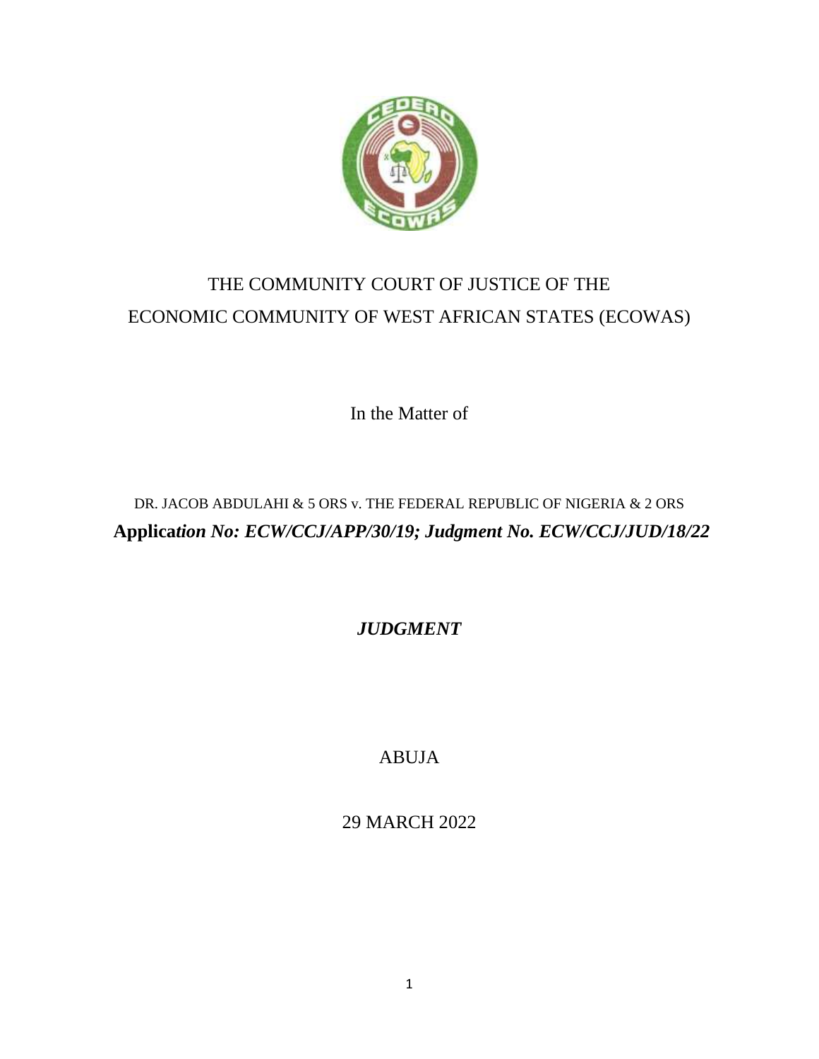THE COMMUNITY COURT OF JUSTICE OF THE
ECONOMIC COMMUNITY OF WEST AFRICAN STATES (ECOWAS)

In the Matter of

DR. JACOB ABDULAHI & 5 ORS v. THE FEDERAL REPUBLIC OF NIGERIA & 2 ORS

**Applica*tion No: ECW/CCJ/APP/30/19; Judgment No. ECW/CCJ/JUD/18/22***

***JUDGMENT***

ABUJA

29 MARCH 2022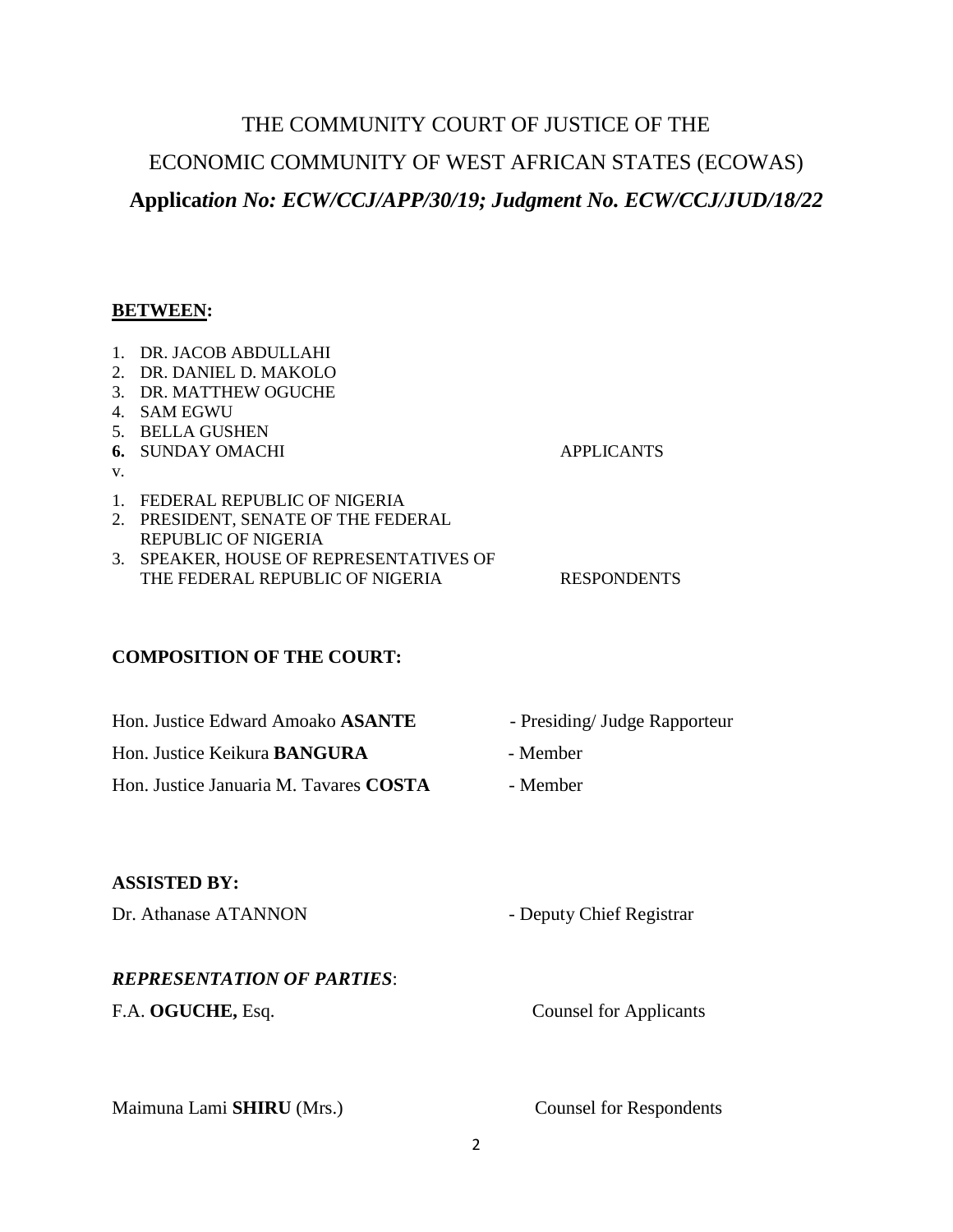# THE COMMUNITY COURT OF JUSTICE OF THE ECONOMIC COMMUNITY OF WEST AFRICAN STATES (ECOWAS)

## Applic*ation No: ECW/CCJ/APP/30/19; Judgment No. ECW/CCJ/JUD/18/22*

**BETWEEN:**

1. DR. JACOB ABDULLAHI
2. DR. DANIEL D. MAKOLO
3. DR. MATTHEW OGUCHE
4. SAM EGWU
5. BELLA GUSHEN
6. SUNDAY OMACHI — APPLICANTS

v.

1. FEDERAL REPUBLIC OF NIGERIA
2. PRESIDENT, SENATE OF THE FEDERAL REPUBLIC OF NIGERIA
3. SPEAKER, HOUSE OF REPRESENTATIVES OF THE FEDERAL REPUBLIC OF NIGERIA — RESPONDENTS

**COMPOSITION OF THE COURT:**

| | |
|---|---|
| Hon. Justice Edward Amoako **ASANTE** | - Presiding/ Judge Rapporteur |
| Hon. Justice Keikura **BANGURA** | - Member |
| Hon. Justice Januaria M. Tavares **COSTA** | - Member |

**ASSISTED BY:**

Dr. Athanase ATANNON — Deputy Chief Registrar

***REPRESENTATION OF PARTIES***:

F.A. **OGUCHE,** Esq. — Counsel for Applicants

Maimuna Lami **SHIRU** (Mrs.) — Counsel for Respondents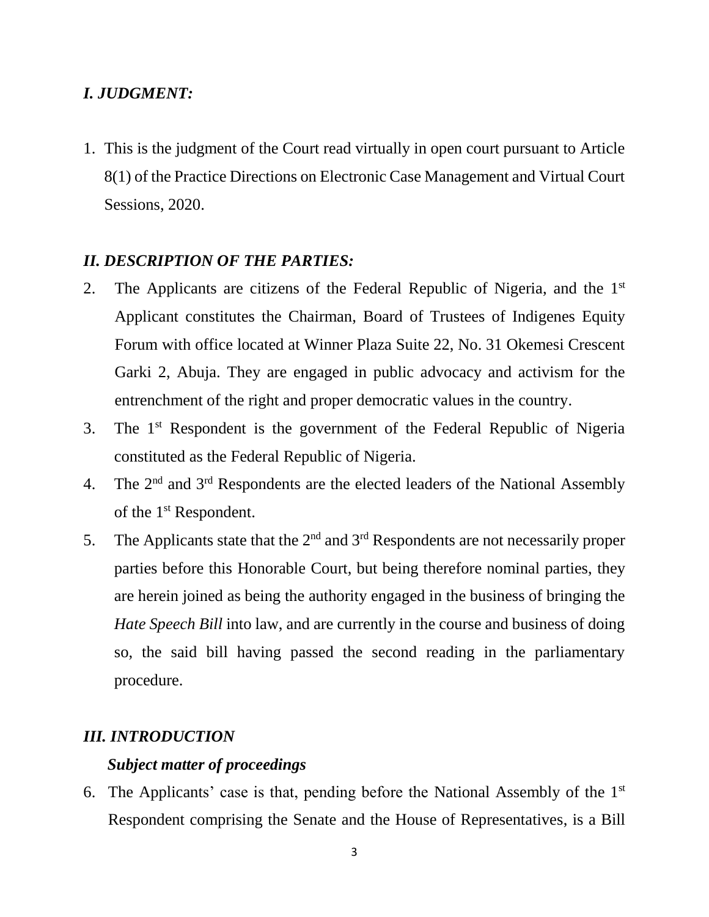### *I. JUDGMENT:*

1. This is the judgment of the Court read virtually in open court pursuant to Article 8(1) of the Practice Directions on Electronic Case Management and Virtual Court Sessions, 2020.

### *II. DESCRIPTION OF THE PARTIES:*

2. The Applicants are citizens of the Federal Republic of Nigeria, and the 1st Applicant constitutes the Chairman, Board of Trustees of Indigenes Equity Forum with office located at Winner Plaza Suite 22, No. 31 Okemesi Crescent Garki 2, Abuja. They are engaged in public advocacy and activism for the entrenchment of the right and proper democratic values in the country.
3. The 1st Respondent is the government of the Federal Republic of Nigeria constituted as the Federal Republic of Nigeria.
4. The 2nd and 3rd Respondents are the elected leaders of the National Assembly of the 1st Respondent.
5. The Applicants state that the 2nd and 3rd Respondents are not necessarily proper parties before this Honorable Court, but being therefore nominal parties, they are herein joined as being the authority engaged in the business of bringing the *Hate Speech Bill* into law, and are currently in the course and business of doing so, the said bill having passed the second reading in the parliamentary procedure.

### *III. INTRODUCTION*

#### *Subject matter of proceedings*

6. The Applicants' case is that, pending before the National Assembly of the 1st Respondent comprising the Senate and the House of Representatives, is a Bill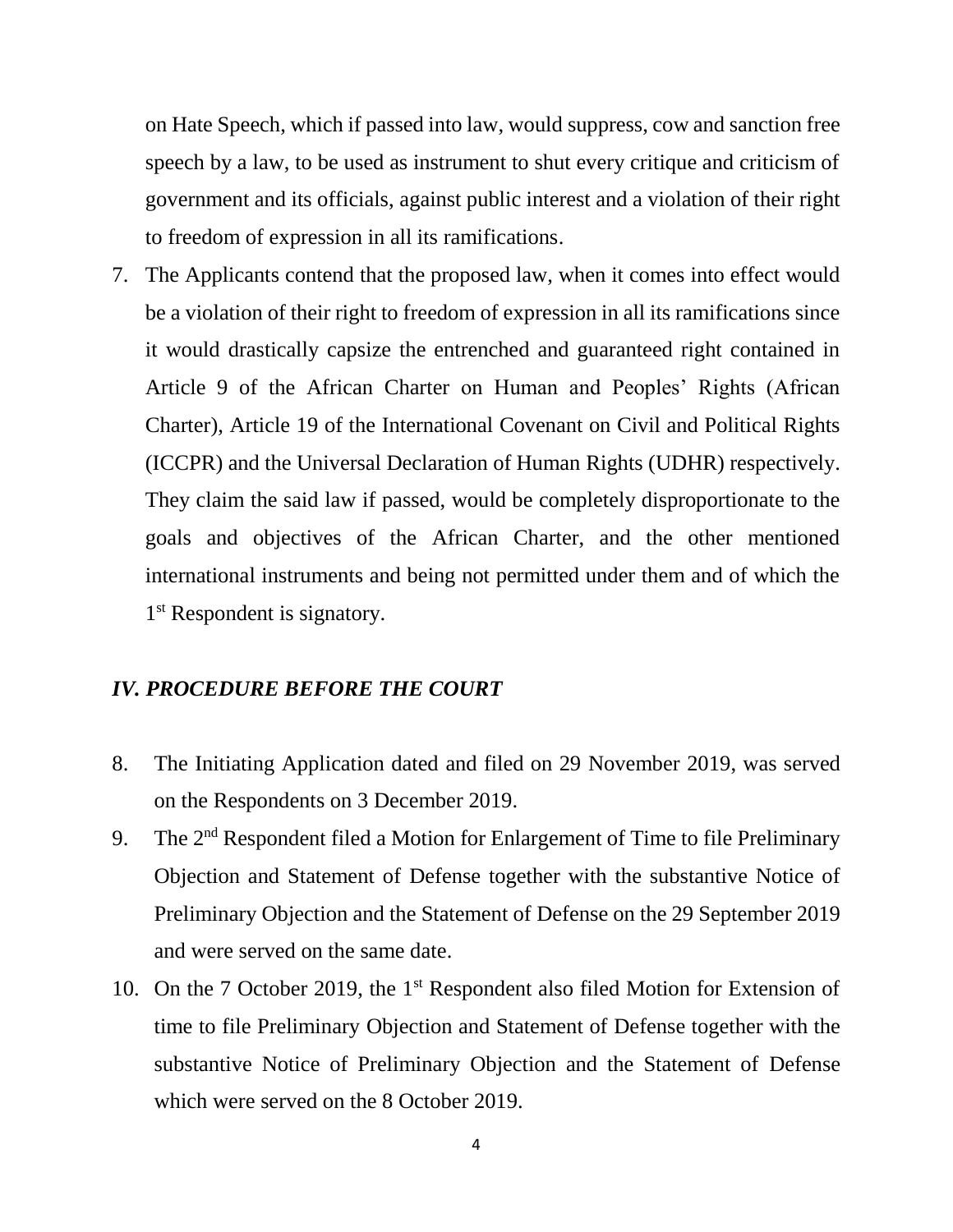on Hate Speech, which if passed into law, would suppress, cow and sanction free speech by a law, to be used as instrument to shut every critique and criticism of government and its officials, against public interest and a violation of their right to freedom of expression in all its ramifications.

7. The Applicants contend that the proposed law, when it comes into effect would be a violation of their right to freedom of expression in all its ramifications since it would drastically capsize the entrenched and guaranteed right contained in Article 9 of the African Charter on Human and Peoples' Rights (African Charter), Article 19 of the International Covenant on Civil and Political Rights (ICCPR) and the Universal Declaration of Human Rights (UDHR) respectively. They claim the said law if passed, would be completely disproportionate to the goals and objectives of the African Charter, and the other mentioned international instruments and being not permitted under them and of which the 1st Respondent is signatory.

## *IV. PROCEDURE BEFORE THE COURT*

8. The Initiating Application dated and filed on 29 November 2019, was served on the Respondents on 3 December 2019.
9. The 2nd Respondent filed a Motion for Enlargement of Time to file Preliminary Objection and Statement of Defense together with the substantive Notice of Preliminary Objection and the Statement of Defense on the 29 September 2019 and were served on the same date.
10. On the 7 October 2019, the 1st Respondent also filed Motion for Extension of time to file Preliminary Objection and Statement of Defense together with the substantive Notice of Preliminary Objection and the Statement of Defense which were served on the 8 October 2019.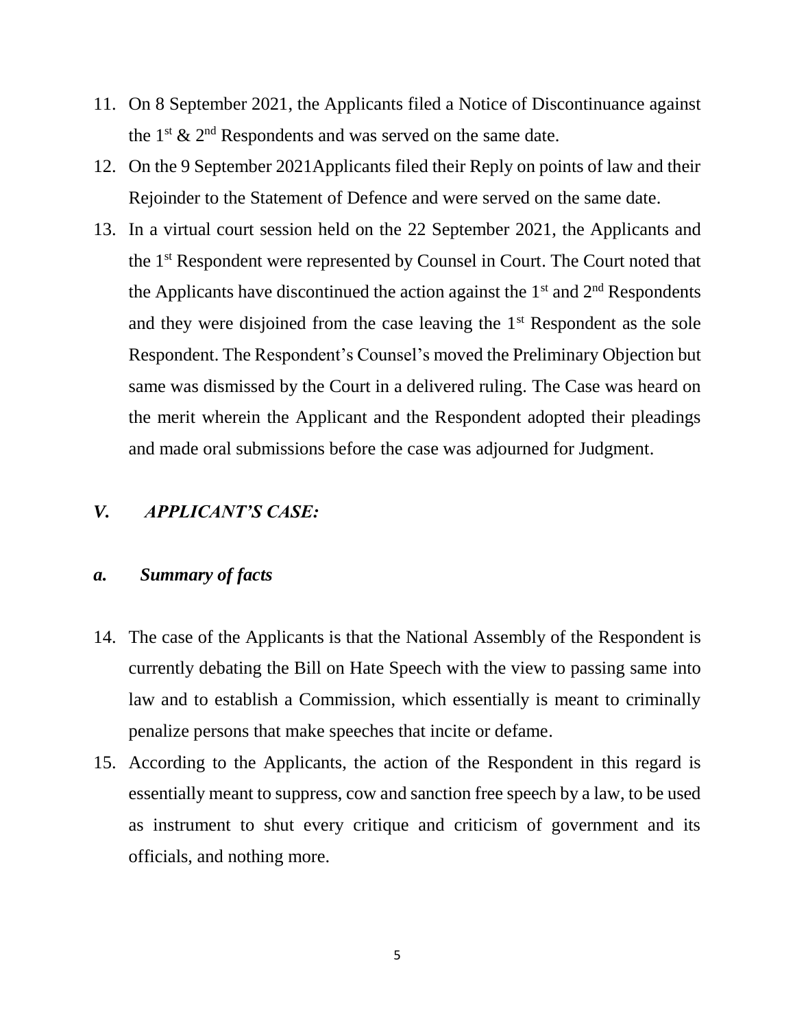11. On 8 September 2021, the Applicants filed a Notice of Discontinuance against the 1st & 2nd Respondents and was served on the same date.
12. On the 9 September 2021Applicants filed their Reply on points of law and their Rejoinder to the Statement of Defence and were served on the same date.
13. In a virtual court session held on the 22 September 2021, the Applicants and the 1st Respondent were represented by Counsel in Court. The Court noted that the Applicants have discontinued the action against the 1st and 2nd Respondents and they were disjoined from the case leaving the 1st Respondent as the sole Respondent. The Respondent's Counsel's moved the Preliminary Objection but same was dismissed by the Court in a delivered ruling. The Case was heard on the merit wherein the Applicant and the Respondent adopted their pleadings and made oral submissions before the case was adjourned for Judgment.

## *V. APPLICANT'S CASE:*

### *a. Summary of facts*

14. The case of the Applicants is that the National Assembly of the Respondent is currently debating the Bill on Hate Speech with the view to passing same into law and to establish a Commission, which essentially is meant to criminally penalize persons that make speeches that incite or defame.
15. According to the Applicants, the action of the Respondent in this regard is essentially meant to suppress, cow and sanction free speech by a law, to be used as instrument to shut every critique and criticism of government and its officials, and nothing more.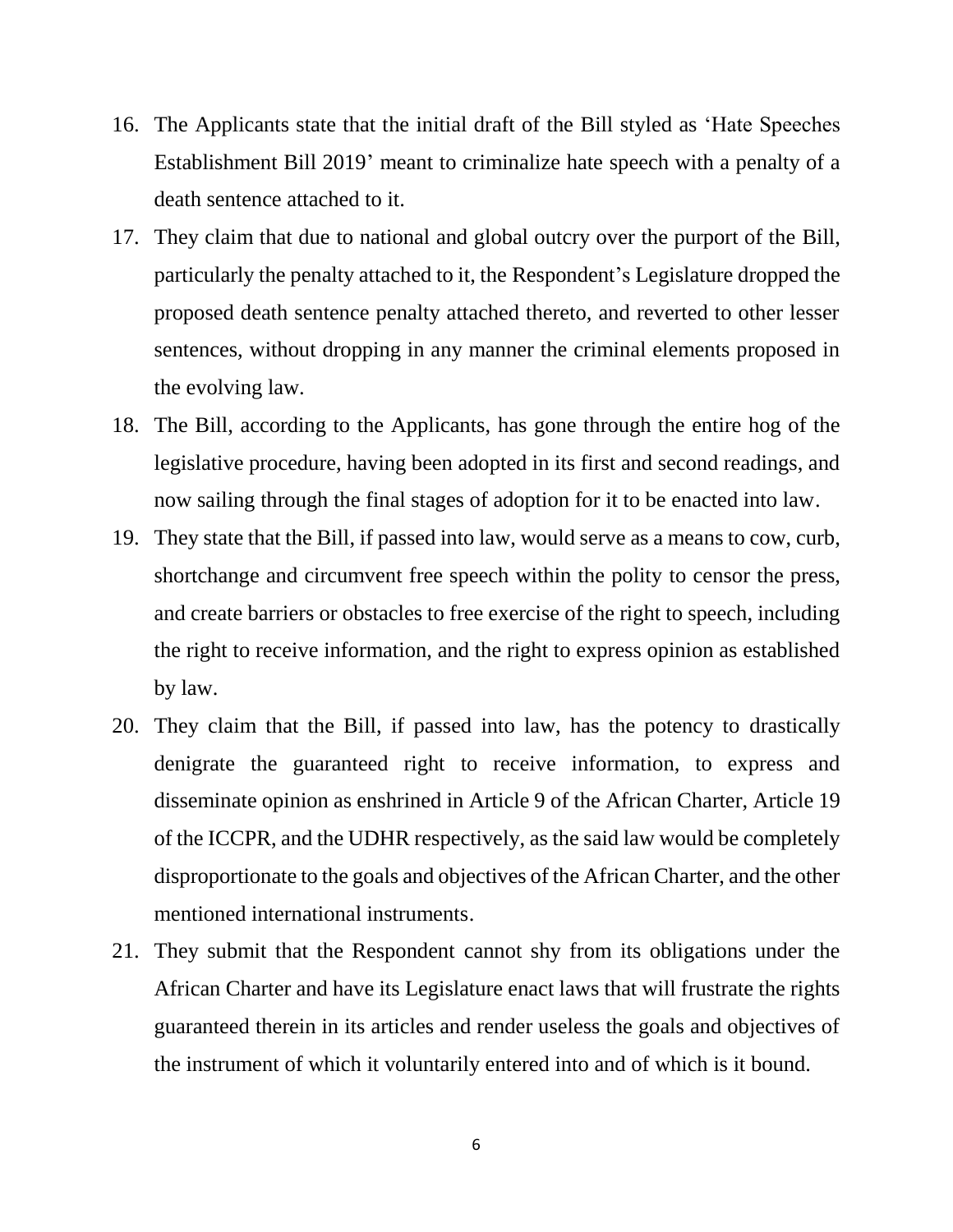16. The Applicants state that the initial draft of the Bill styled as 'Hate Speeches Establishment Bill 2019' meant to criminalize hate speech with a penalty of a death sentence attached to it.
17. They claim that due to national and global outcry over the purport of the Bill, particularly the penalty attached to it, the Respondent's Legislature dropped the proposed death sentence penalty attached thereto, and reverted to other lesser sentences, without dropping in any manner the criminal elements proposed in the evolving law.
18. The Bill, according to the Applicants, has gone through the entire hog of the legislative procedure, having been adopted in its first and second readings, and now sailing through the final stages of adoption for it to be enacted into law.
19. They state that the Bill, if passed into law, would serve as a means to cow, curb, shortchange and circumvent free speech within the polity to censor the press, and create barriers or obstacles to free exercise of the right to speech, including the right to receive information, and the right to express opinion as established by law.
20. They claim that the Bill, if passed into law, has the potency to drastically denigrate the guaranteed right to receive information, to express and disseminate opinion as enshrined in Article 9 of the African Charter, Article 19 of the ICCPR, and the UDHR respectively, as the said law would be completely disproportionate to the goals and objectives of the African Charter, and the other mentioned international instruments.
21. They submit that the Respondent cannot shy from its obligations under the African Charter and have its Legislature enact laws that will frustrate the rights guaranteed therein in its articles and render useless the goals and objectives of the instrument of which it voluntarily entered into and of which is it bound.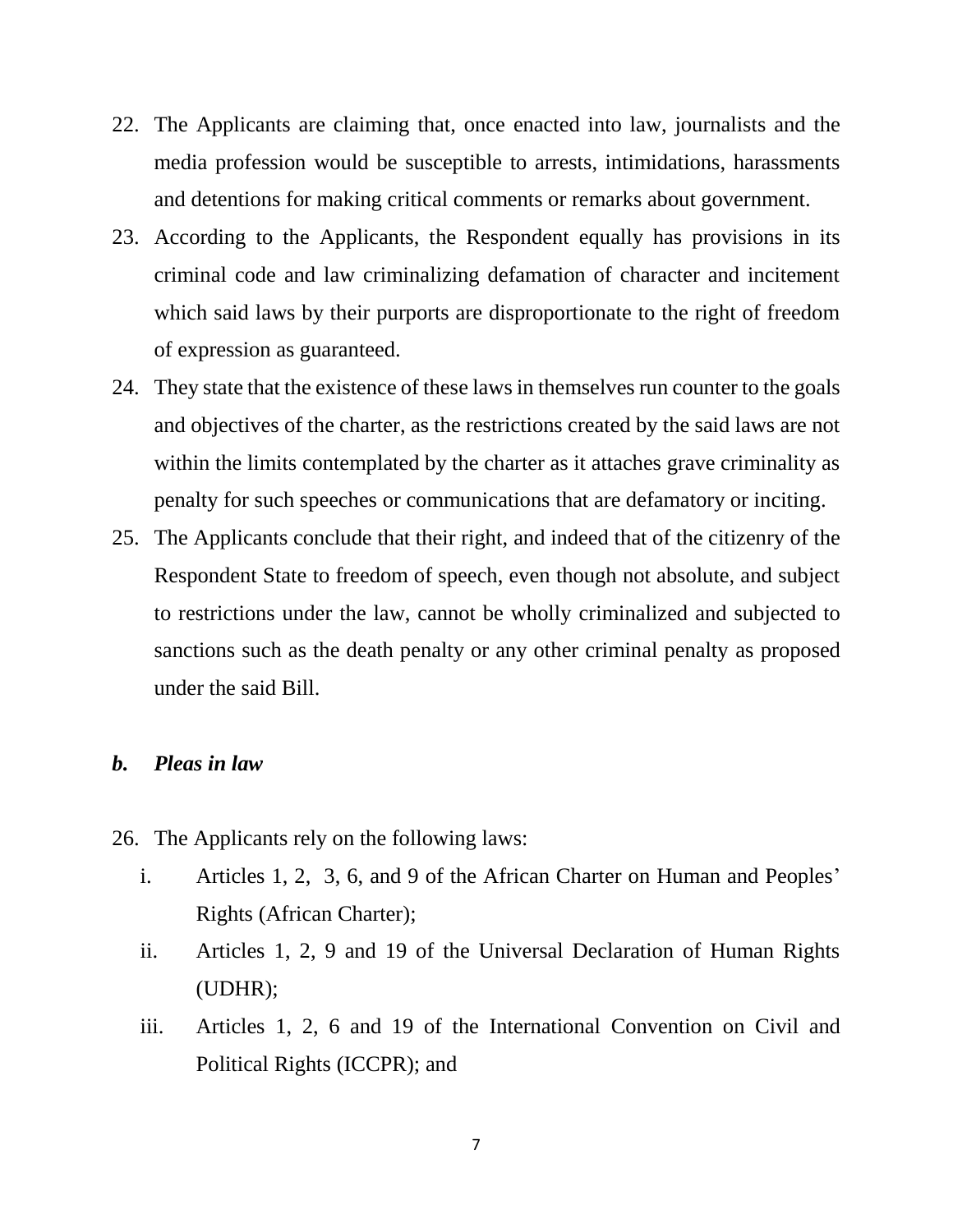22. The Applicants are claiming that, once enacted into law, journalists and the media profession would be susceptible to arrests, intimidations, harassments and detentions for making critical comments or remarks about government.

23. According to the Applicants, the Respondent equally has provisions in its criminal code and law criminalizing defamation of character and incitement which said laws by their purports are disproportionate to the right of freedom of expression as guaranteed.

24. They state that the existence of these laws in themselves run counter to the goals and objectives of the charter, as the restrictions created by the said laws are not within the limits contemplated by the charter as it attaches grave criminality as penalty for such speeches or communications that are defamatory or inciting.

25. The Applicants conclude that their right, and indeed that of the citizenry of the Respondent State to freedom of speech, even though not absolute, and subject to restrictions under the law, cannot be wholly criminalized and subjected to sanctions such as the death penalty or any other criminal penalty as proposed under the said Bill.

### *b. Pleas in law*

26. The Applicants rely on the following laws:

    i. Articles 1, 2, 3, 6, and 9 of the African Charter on Human and Peoples' Rights (African Charter);

    ii. Articles 1, 2, 9 and 19 of the Universal Declaration of Human Rights (UDHR);

    iii. Articles 1, 2, 6 and 19 of the International Convention on Civil and Political Rights (ICCPR); and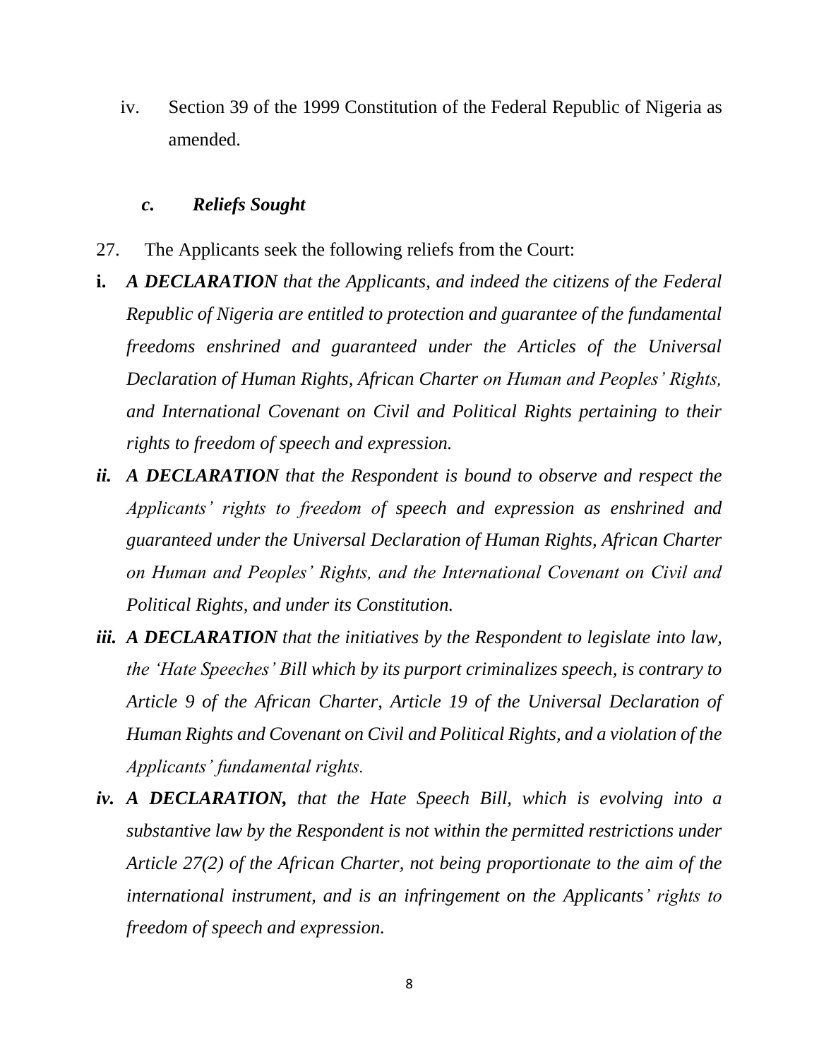iv. Section 39 of the 1999 Constitution of the Federal Republic of Nigeria as amended.

### *c. Reliefs Sought*

27. The Applicants seek the following reliefs from the Court:

**i.** ***A DECLARATION*** *that the Applicants, and indeed the citizens of the Federal Republic of Nigeria are entitled to protection and guarantee of the fundamental freedoms enshrined and guaranteed under the Articles of the Universal Declaration of Human Rights, African Charter on Human and Peoples' Rights, and International Covenant on Civil and Political Rights pertaining to their rights to freedom of speech and expression.*

***ii. A DECLARATION*** *that the Respondent is bound to observe and respect the Applicants' rights to freedom of speech and expression as enshrined and guaranteed under the Universal Declaration of Human Rights, African Charter on Human and Peoples' Rights, and the International Covenant on Civil and Political Rights, and under its Constitution.*

***iii. A DECLARATION*** *that the initiatives by the Respondent to legislate into law, the 'Hate Speeches' Bill which by its purport criminalizes speech, is contrary to Article 9 of the African Charter, Article 19 of the Universal Declaration of Human Rights and Covenant on Civil and Political Rights, and a violation of the Applicants' fundamental rights.*

***iv. A DECLARATION,*** *that the Hate Speech Bill, which is evolving into a substantive law by the Respondent is not within the permitted restrictions under Article 27(2) of the African Charter, not being proportionate to the aim of the international instrument, and is an infringement on the Applicants' rights to freedom of speech and expression.*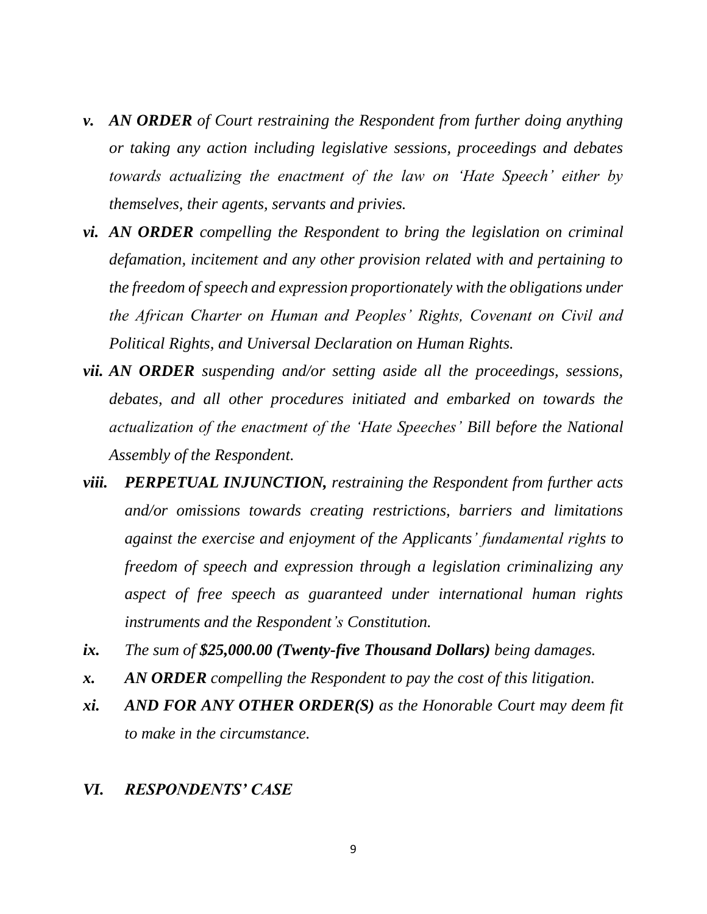- ***v. AN ORDER*** *of Court restraining the Respondent from further doing anything or taking any action including legislative sessions, proceedings and debates towards actualizing the enactment of the law on 'Hate Speech' either by themselves, their agents, servants and privies.*
- ***vi. AN ORDER*** *compelling the Respondent to bring the legislation on criminal defamation, incitement and any other provision related with and pertaining to the freedom of speech and expression proportionately with the obligations under the African Charter on Human and Peoples' Rights, Covenant on Civil and Political Rights, and Universal Declaration on Human Rights.*
- ***vii. AN ORDER*** *suspending and/or setting aside all the proceedings, sessions, debates, and all other procedures initiated and embarked on towards the actualization of the enactment of the 'Hate Speeches' Bill before the National Assembly of the Respondent.*
- ***viii. PERPETUAL INJUNCTION,*** *restraining the Respondent from further acts and/or omissions towards creating restrictions, barriers and limitations against the exercise and enjoyment of the Applicants' fundamental rights to freedom of speech and expression through a legislation criminalizing any aspect of free speech as guaranteed under international human rights instruments and the Respondent's Constitution.*
- ***ix.*** *The sum of* ***$25,000.00 (Twenty-five Thousand Dollars)*** *being damages.*
- ***x. AN ORDER*** *compelling the Respondent to pay the cost of this litigation.*
- ***xi. AND FOR ANY OTHER ORDER(S)*** *as the Honorable Court may deem fit to make in the circumstance.*

## *VI. RESPONDENTS' CASE*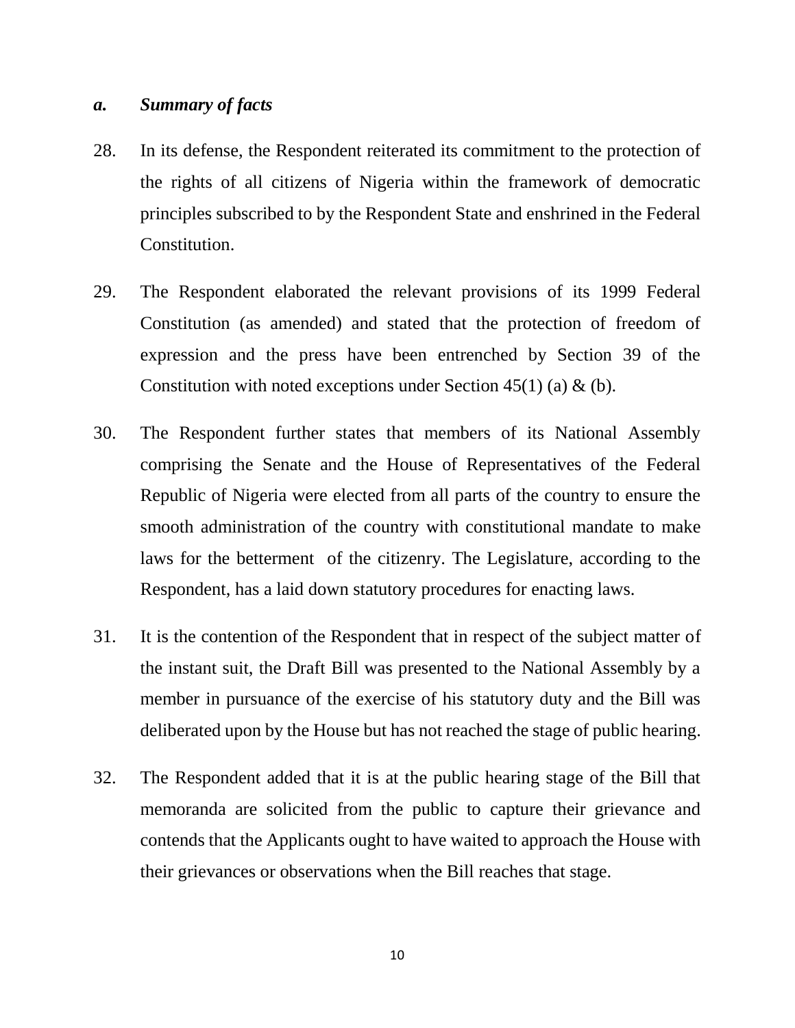### *a. Summary of facts*

28. In its defense, the Respondent reiterated its commitment to the protection of the rights of all citizens of Nigeria within the framework of democratic principles subscribed to by the Respondent State and enshrined in the Federal Constitution.

29. The Respondent elaborated the relevant provisions of its 1999 Federal Constitution (as amended) and stated that the protection of freedom of expression and the press have been entrenched by Section 39 of the Constitution with noted exceptions under Section 45(1) (a) & (b).

30. The Respondent further states that members of its National Assembly comprising the Senate and the House of Representatives of the Federal Republic of Nigeria were elected from all parts of the country to ensure the smooth administration of the country with constitutional mandate to make laws for the betterment of the citizenry. The Legislature, according to the Respondent, has a laid down statutory procedures for enacting laws.

31. It is the contention of the Respondent that in respect of the subject matter of the instant suit, the Draft Bill was presented to the National Assembly by a member in pursuance of the exercise of his statutory duty and the Bill was deliberated upon by the House but has not reached the stage of public hearing.

32. The Respondent added that it is at the public hearing stage of the Bill that memoranda are solicited from the public to capture their grievance and contends that the Applicants ought to have waited to approach the House with their grievances or observations when the Bill reaches that stage.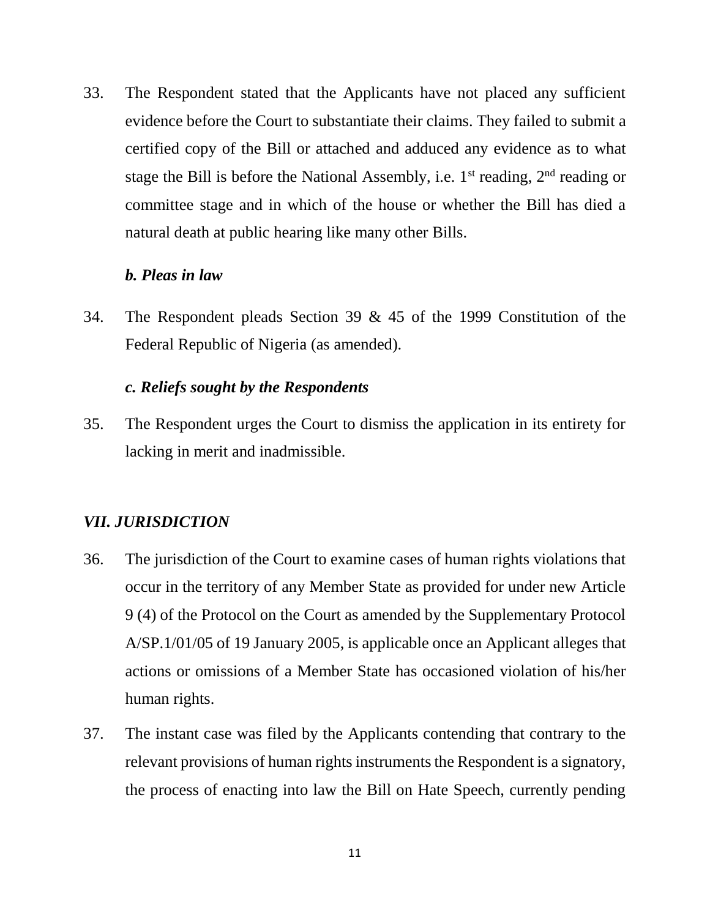33. The Respondent stated that the Applicants have not placed any sufficient evidence before the Court to substantiate their claims. They failed to submit a certified copy of the Bill or attached and adduced any evidence as to what stage the Bill is before the National Assembly, i.e. 1st reading, 2nd reading or committee stage and in which of the house or whether the Bill has died a natural death at public hearing like many other Bills.

### *b. Pleas in law*

34. The Respondent pleads Section 39 & 45 of the 1999 Constitution of the Federal Republic of Nigeria (as amended).

### *c. Reliefs sought by the Respondents*

35. The Respondent urges the Court to dismiss the application in its entirety for lacking in merit and inadmissible.

## *VII. JURISDICTION*

36. The jurisdiction of the Court to examine cases of human rights violations that occur in the territory of any Member State as provided for under new Article 9 (4) of the Protocol on the Court as amended by the Supplementary Protocol A/SP.1/01/05 of 19 January 2005, is applicable once an Applicant alleges that actions or omissions of a Member State has occasioned violation of his/her human rights.

37. The instant case was filed by the Applicants contending that contrary to the relevant provisions of human rights instruments the Respondent is a signatory, the process of enacting into law the Bill on Hate Speech, currently pending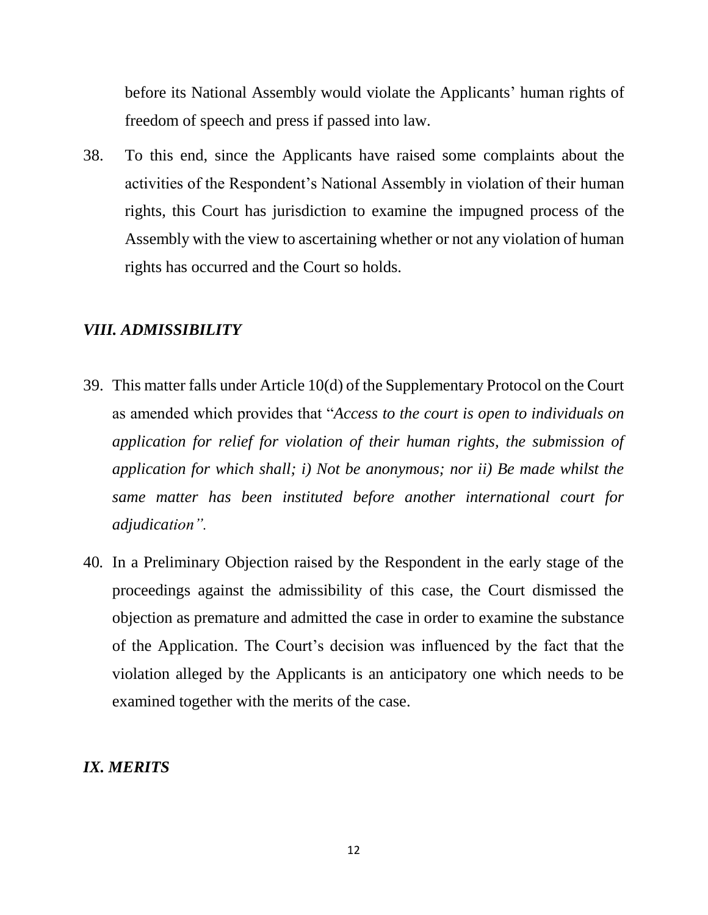before its National Assembly would violate the Applicants' human rights of freedom of speech and press if passed into law.

38. To this end, since the Applicants have raised some complaints about the activities of the Respondent's National Assembly in violation of their human rights, this Court has jurisdiction to examine the impugned process of the Assembly with the view to ascertaining whether or not any violation of human rights has occurred and the Court so holds.

## *VIII. ADMISSIBILITY*

39. This matter falls under Article 10(d) of the Supplementary Protocol on the Court as amended which provides that "*Access to the court is open to individuals on application for relief for violation of their human rights, the submission of application for which shall; i) Not be anonymous; nor ii) Be made whilst the same matter has been instituted before another international court for adjudication".*

40. In a Preliminary Objection raised by the Respondent in the early stage of the proceedings against the admissibility of this case, the Court dismissed the objection as premature and admitted the case in order to examine the substance of the Application. The Court's decision was influenced by the fact that the violation alleged by the Applicants is an anticipatory one which needs to be examined together with the merits of the case.

## *IX. MERITS*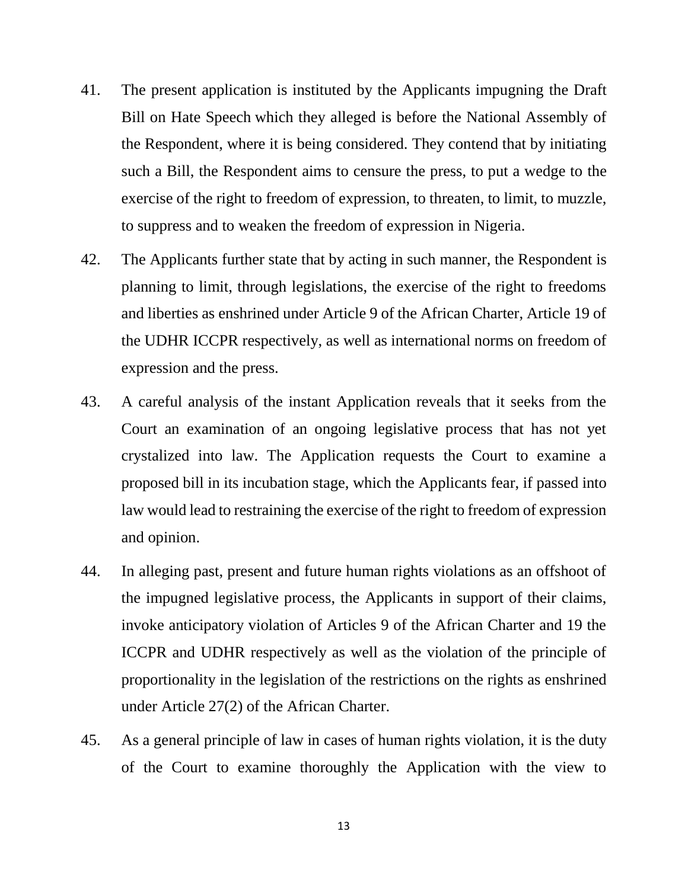41. The present application is instituted by the Applicants impugning the Draft Bill on Hate Speech which they alleged is before the National Assembly of the Respondent, where it is being considered. They contend that by initiating such a Bill, the Respondent aims to censure the press, to put a wedge to the exercise of the right to freedom of expression, to threaten, to limit, to muzzle, to suppress and to weaken the freedom of expression in Nigeria.

42. The Applicants further state that by acting in such manner, the Respondent is planning to limit, through legislations, the exercise of the right to freedoms and liberties as enshrined under Article 9 of the African Charter, Article 19 of the UDHR ICCPR respectively, as well as international norms on freedom of expression and the press.

43. A careful analysis of the instant Application reveals that it seeks from the Court an examination of an ongoing legislative process that has not yet crystalized into law. The Application requests the Court to examine a proposed bill in its incubation stage, which the Applicants fear, if passed into law would lead to restraining the exercise of the right to freedom of expression and opinion.

44. In alleging past, present and future human rights violations as an offshoot of the impugned legislative process, the Applicants in support of their claims, invoke anticipatory violation of Articles 9 of the African Charter and 19 the ICCPR and UDHR respectively as well as the violation of the principle of proportionality in the legislation of the restrictions on the rights as enshrined under Article 27(2) of the African Charter.

45. As a general principle of law in cases of human rights violation, it is the duty of the Court to examine thoroughly the Application with the view to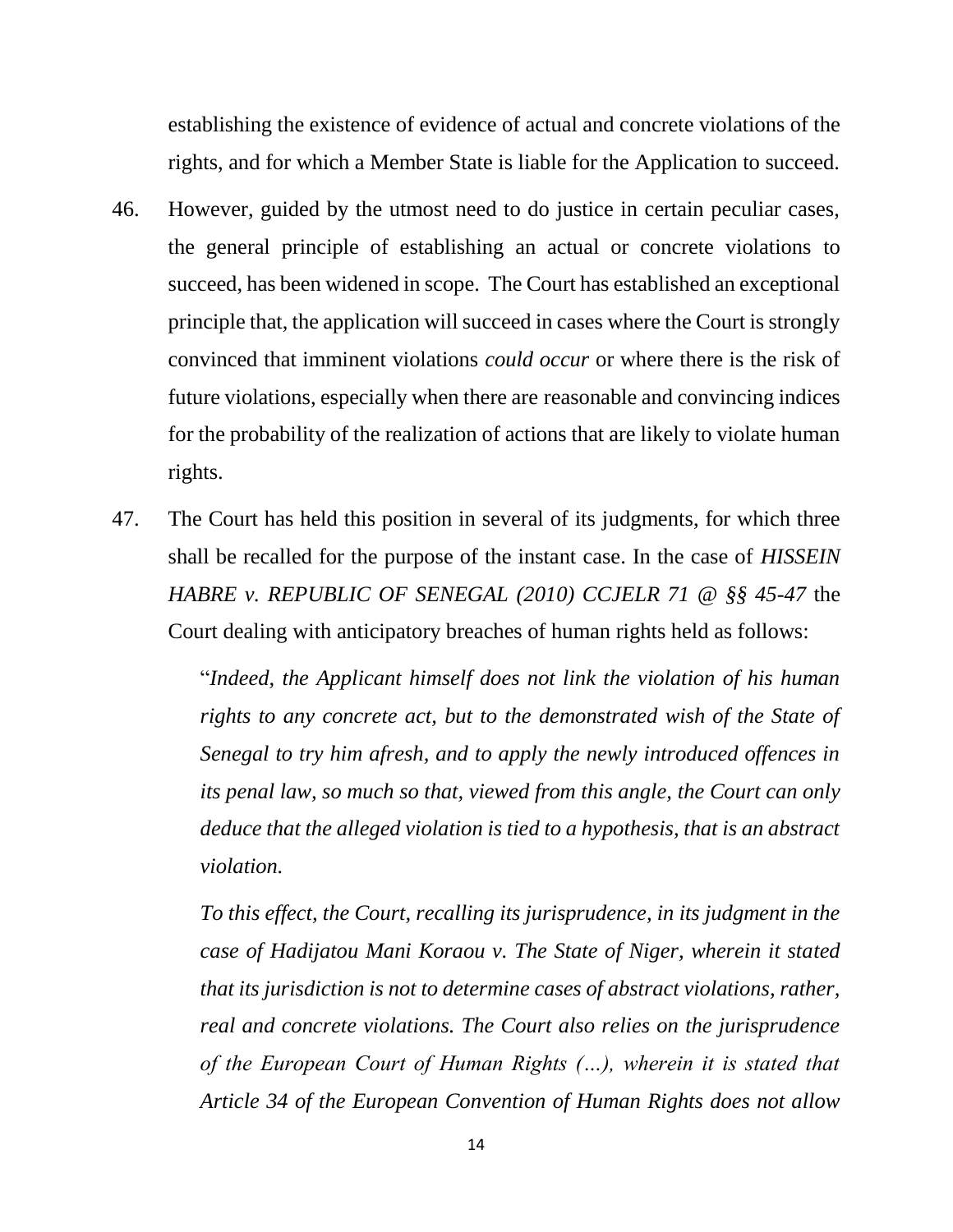establishing the existence of evidence of actual and concrete violations of the rights, and for which a Member State is liable for the Application to succeed.

46. However, guided by the utmost need to do justice in certain peculiar cases, the general principle of establishing an actual or concrete violations to succeed, has been widened in scope. The Court has established an exceptional principle that, the application will succeed in cases where the Court is strongly convinced that imminent violations *could occur* or where there is the risk of future violations, especially when there are reasonable and convincing indices for the probability of the realization of actions that are likely to violate human rights.

47. The Court has held this position in several of its judgments, for which three shall be recalled for the purpose of the instant case. In the case of *HISSEIN HABRE v. REPUBLIC OF SENEGAL (2010) CCJELR 71 @ §§ 45-47* the Court dealing with anticipatory breaches of human rights held as follows:

   "*Indeed, the Applicant himself does not link the violation of his human rights to any concrete act, but to the demonstrated wish of the State of Senegal to try him afresh, and to apply the newly introduced offences in its penal law, so much so that, viewed from this angle, the Court can only deduce that the alleged violation is tied to a hypothesis, that is an abstract violation.*

   *To this effect, the Court, recalling its jurisprudence, in its judgment in the case of Hadijatou Mani Koraou v. The State of Niger, wherein it stated that its jurisdiction is not to determine cases of abstract violations, rather, real and concrete violations. The Court also relies on the jurisprudence of the European Court of Human Rights (…), wherein it is stated that Article 34 of the European Convention of Human Rights does not allow*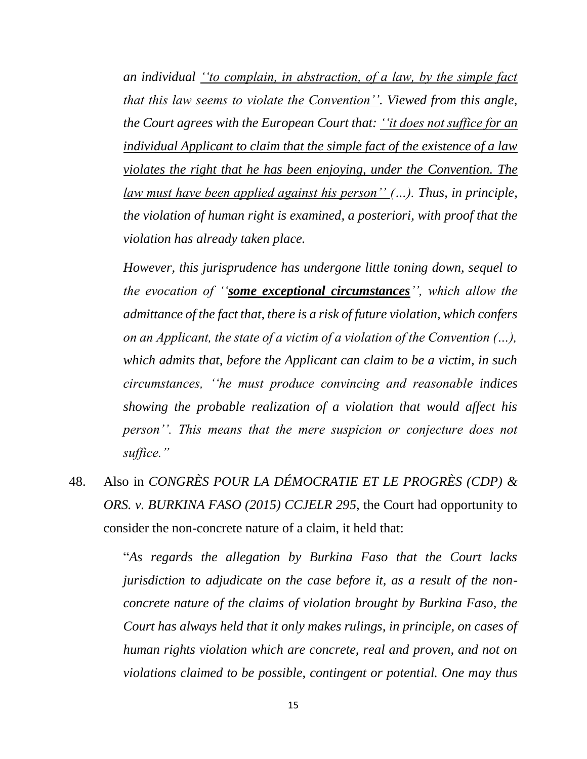*an individual <u>''to complain, in abstraction, of a law, by the simple fact that this law seems to violate the Convention''</u>. Viewed from this angle, the Court agrees with the European Court that: <u>''it does not suffice for an individual Applicant to claim that the simple fact of the existence of a law violates the right that he has been enjoying, under the Convention. The law must have been applied against his person''</u> (…). Thus, in principle, the violation of human right is examined, a posteriori, with proof that the violation has already taken place.*

*However, this jurisprudence has undergone little toning down, sequel to the evocation of ''**<u>some exceptional circumstances</u>**'', which allow the admittance of the fact that, there is a risk of future violation, which confers on an Applicant, the state of a victim of a violation of the Convention (…), which admits that, before the Applicant can claim to be a victim, in such circumstances, ''he must produce convincing and reasonable indices showing the probable realization of a violation that would affect his person''. This means that the mere suspicion or conjecture does not suffice."*

48. Also in *CONGRÈS POUR LA DÉMOCRATIE ET LE PROGRÈS (CDP) & ORS. v. BURKINA FASO (2015) CCJELR 295*, the Court had opportunity to consider the non-concrete nature of a claim, it held that:

"*As regards the allegation by Burkina Faso that the Court lacks jurisdiction to adjudicate on the case before it, as a result of the non-concrete nature of the claims of violation brought by Burkina Faso, the Court has always held that it only makes rulings, in principle, on cases of human rights violation which are concrete, real and proven, and not on violations claimed to be possible, contingent or potential. One may thus*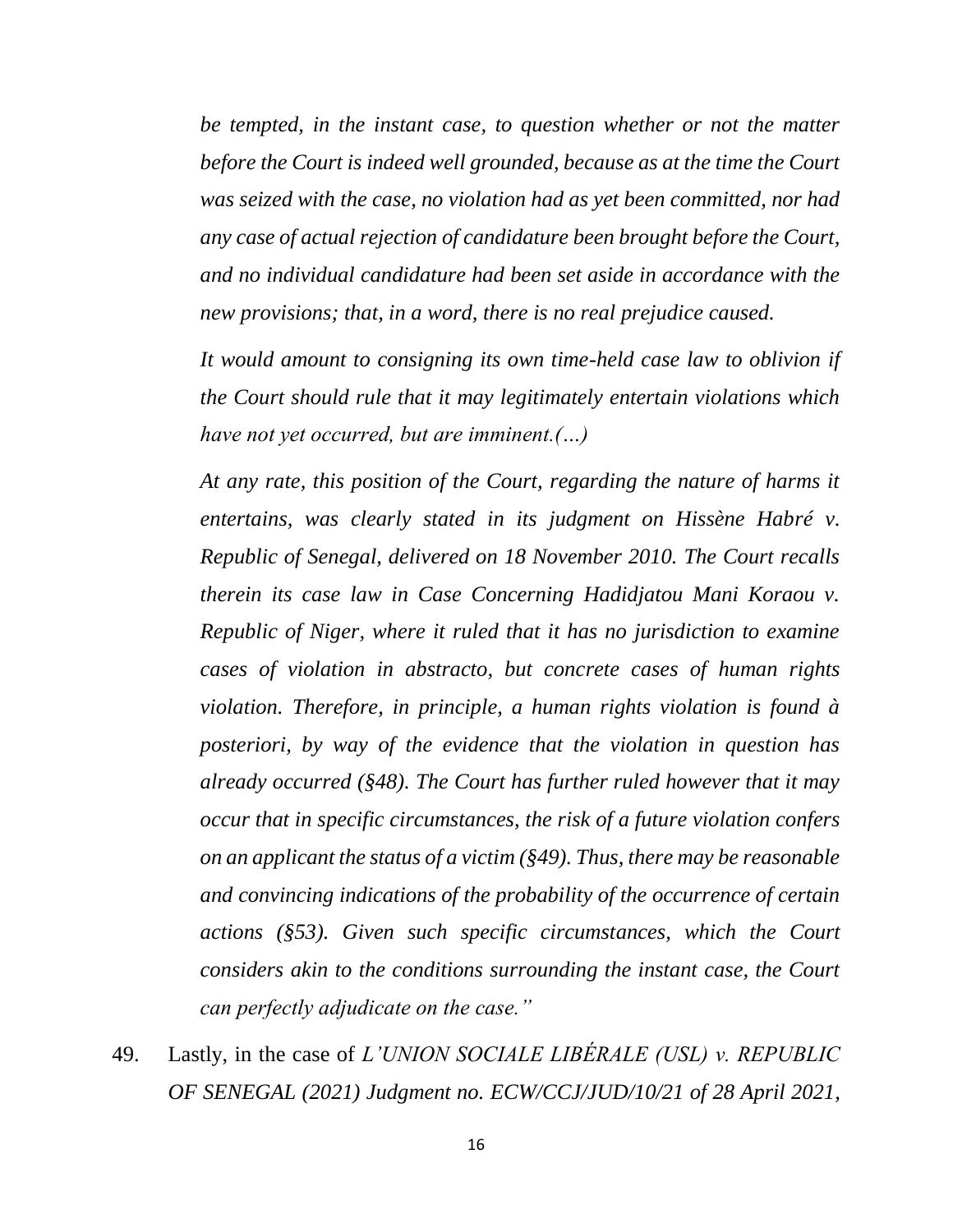*be tempted, in the instant case, to question whether or not the matter before the Court is indeed well grounded, because as at the time the Court was seized with the case, no violation had as yet been committed, nor had any case of actual rejection of candidature been brought before the Court, and no individual candidature had been set aside in accordance with the new provisions; that, in a word, there is no real prejudice caused.*

*It would amount to consigning its own time-held case law to oblivion if the Court should rule that it may legitimately entertain violations which have not yet occurred, but are imminent.(…)*

*At any rate, this position of the Court, regarding the nature of harms it entertains, was clearly stated in its judgment on Hissène Habré v. Republic of Senegal, delivered on 18 November 2010. The Court recalls therein its case law in Case Concerning Hadidjatou Mani Koraou v. Republic of Niger, where it ruled that it has no jurisdiction to examine cases of violation in abstracto, but concrete cases of human rights violation. Therefore, in principle, a human rights violation is found à posteriori, by way of the evidence that the violation in question has already occurred (§48). The Court has further ruled however that it may occur that in specific circumstances, the risk of a future violation confers on an applicant the status of a victim (§49). Thus, there may be reasonable and convincing indications of the probability of the occurrence of certain actions (§53). Given such specific circumstances, which the Court considers akin to the conditions surrounding the instant case, the Court can perfectly adjudicate on the case."*

49. Lastly, in the case of *L'UNION SOCIALE LIBÉRALE (USL) v. REPUBLIC OF SENEGAL (2021) Judgment no. ECW/CCJ/JUD/10/21 of 28 April 2021,*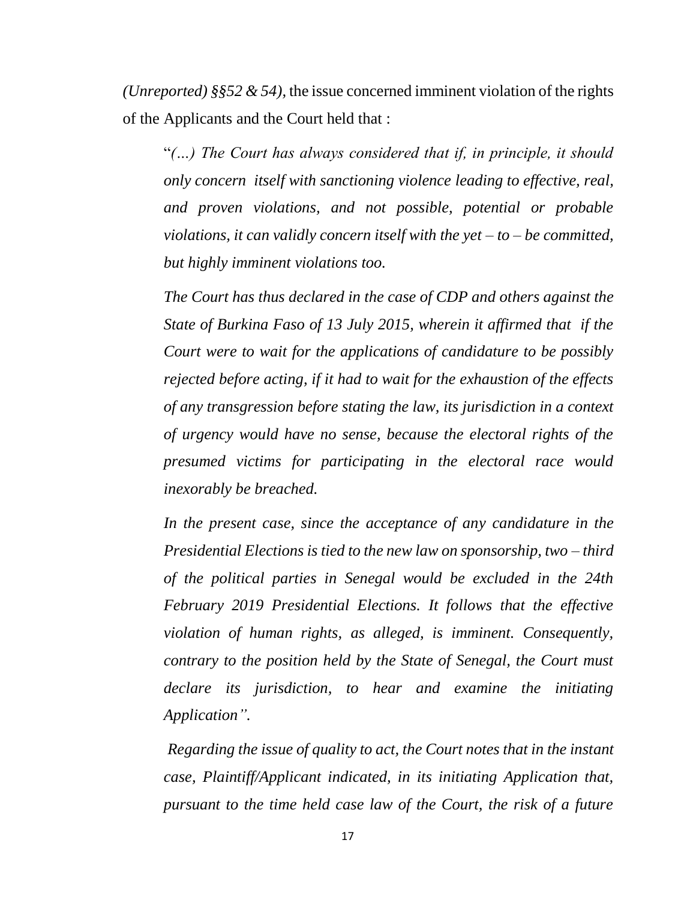*(Unreported) §§52 & 54),* the issue concerned imminent violation of the rights of the Applicants and the Court held that :

> "*(…) The Court has always considered that if, in principle, it should only concern itself with sanctioning violence leading to effective, real, and proven violations, and not possible, potential or probable violations, it can validly concern itself with the yet – to – be committed, but highly imminent violations too.*
>
> *The Court has thus declared in the case of CDP and others against the State of Burkina Faso of 13 July 2015, wherein it affirmed that if the Court were to wait for the applications of candidature to be possibly rejected before acting, if it had to wait for the exhaustion of the effects of any transgression before stating the law, its jurisdiction in a context of urgency would have no sense, because the electoral rights of the presumed victims for participating in the electoral race would inexorably be breached.*
>
> *In the present case, since the acceptance of any candidature in the Presidential Elections is tied to the new law on sponsorship, two – third of the political parties in Senegal would be excluded in the 24th February 2019 Presidential Elections. It follows that the effective violation of human rights, as alleged, is imminent. Consequently, contrary to the position held by the State of Senegal, the Court must declare its jurisdiction, to hear and examine the initiating Application".*
>
> *Regarding the issue of quality to act, the Court notes that in the instant case, Plaintiff/Applicant indicated, in its initiating Application that, pursuant to the time held case law of the Court, the risk of a future*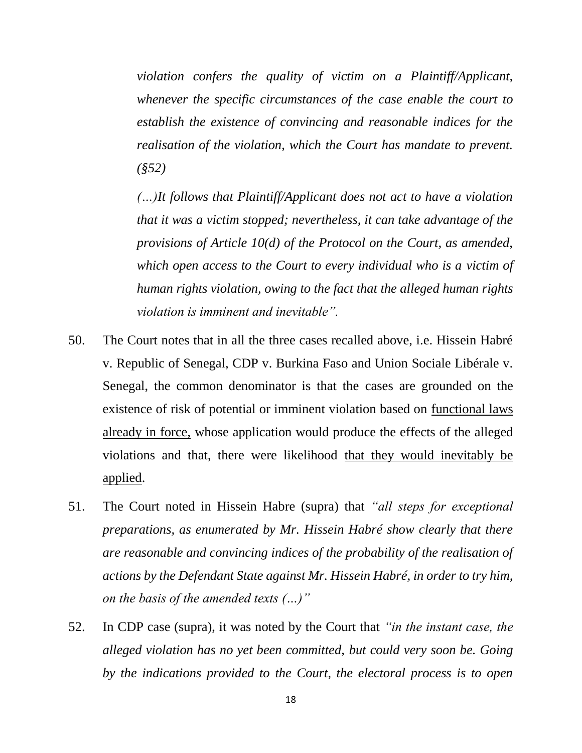*violation confers the quality of victim on a Plaintiff/Applicant, whenever the specific circumstances of the case enable the court to establish the existence of convincing and reasonable indices for the realisation of the violation, which the Court has mandate to prevent. (§52)*

*(…)It follows that Plaintiff/Applicant does not act to have a violation that it was a victim stopped; nevertheless, it can take advantage of the provisions of Article 10(d) of the Protocol on the Court, as amended, which open access to the Court to every individual who is a victim of human rights violation, owing to the fact that the alleged human rights violation is imminent and inevitable".*

50. The Court notes that in all the three cases recalled above, i.e. Hissein Habré v. Republic of Senegal, CDP v. Burkina Faso and Union Sociale Libérale v. Senegal, the common denominator is that the cases are grounded on the existence of risk of potential or imminent violation based on <u>functional laws already in force,</u> whose application would produce the effects of the alleged violations and that, there were likelihood <u>that they would inevitably be applied</u>.

51. The Court noted in Hissein Habre (supra) that *"all steps for exceptional preparations, as enumerated by Mr. Hissein Habré show clearly that there are reasonable and convincing indices of the probability of the realisation of actions by the Defendant State against Mr. Hissein Habré, in order to try him, on the basis of the amended texts (…)"*

52. In CDP case (supra), it was noted by the Court that *"in the instant case, the alleged violation has no yet been committed, but could very soon be. Going by the indications provided to the Court, the electoral process is to open*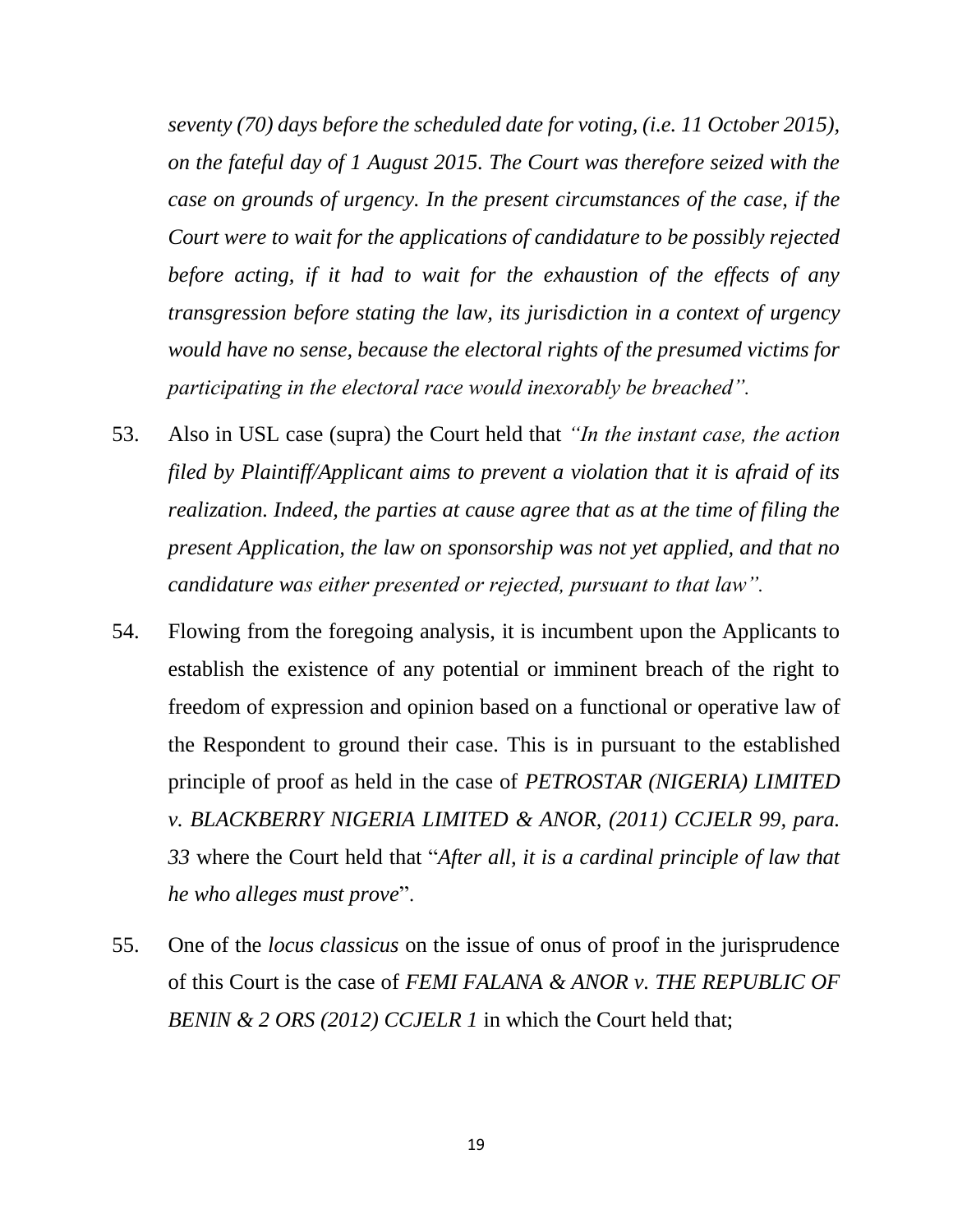*seventy (70) days before the scheduled date for voting, (i.e. 11 October 2015), on the fateful day of 1 August 2015. The Court was therefore seized with the case on grounds of urgency. In the present circumstances of the case, if the Court were to wait for the applications of candidature to be possibly rejected before acting, if it had to wait for the exhaustion of the effects of any transgression before stating the law, its jurisdiction in a context of urgency would have no sense, because the electoral rights of the presumed victims for participating in the electoral race would inexorably be breached".*

53. Also in USL case (supra) the Court held that *"In the instant case, the action filed by Plaintiff/Applicant aims to prevent a violation that it is afraid of its realization. Indeed, the parties at cause agree that as at the time of filing the present Application, the law on sponsorship was not yet applied, and that no candidature was either presented or rejected, pursuant to that law".*

54. Flowing from the foregoing analysis, it is incumbent upon the Applicants to establish the existence of any potential or imminent breach of the right to freedom of expression and opinion based on a functional or operative law of the Respondent to ground their case. This is in pursuant to the established principle of proof as held in the case of *PETROSTAR (NIGERIA) LIMITED v. BLACKBERRY NIGERIA LIMITED & ANOR, (2011) CCJELR 99, para. 33* where the Court held that "*After all, it is a cardinal principle of law that he who alleges must prove*".

55. One of the *locus classicus* on the issue of onus of proof in the jurisprudence of this Court is the case of *FEMI FALANA & ANOR v. THE REPUBLIC OF BENIN & 2 ORS (2012) CCJELR 1* in which the Court held that;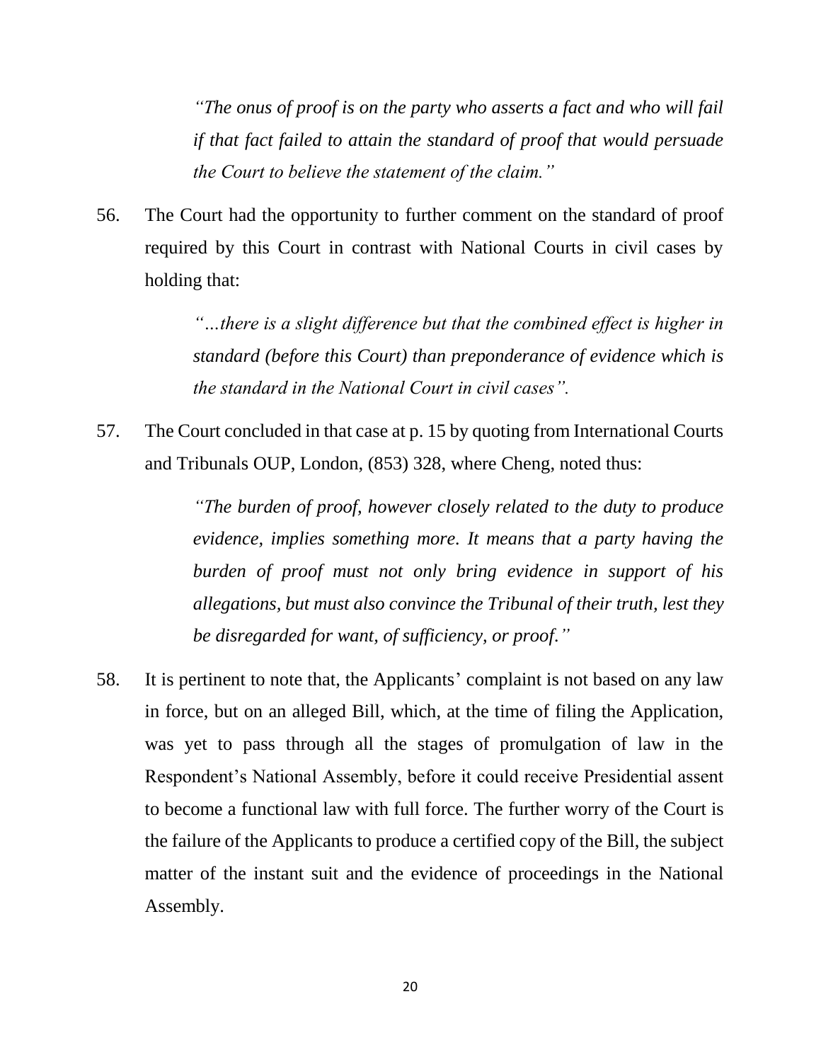> *"The onus of proof is on the party who asserts a fact and who will fail if that fact failed to attain the standard of proof that would persuade the Court to believe the statement of the claim."*

56. The Court had the opportunity to further comment on the standard of proof required by this Court in contrast with National Courts in civil cases by holding that:

> *"…there is a slight difference but that the combined effect is higher in standard (before this Court) than preponderance of evidence which is the standard in the National Court in civil cases".*

57. The Court concluded in that case at p. 15 by quoting from International Courts and Tribunals OUP, London, (853) 328, where Cheng, noted thus:

> *"The burden of proof, however closely related to the duty to produce evidence, implies something more. It means that a party having the burden of proof must not only bring evidence in support of his allegations, but must also convince the Tribunal of their truth, lest they be disregarded for want, of sufficiency, or proof."*

58. It is pertinent to note that, the Applicants' complaint is not based on any law in force, but on an alleged Bill, which, at the time of filing the Application, was yet to pass through all the stages of promulgation of law in the Respondent's National Assembly, before it could receive Presidential assent to become a functional law with full force. The further worry of the Court is the failure of the Applicants to produce a certified copy of the Bill, the subject matter of the instant suit and the evidence of proceedings in the National Assembly.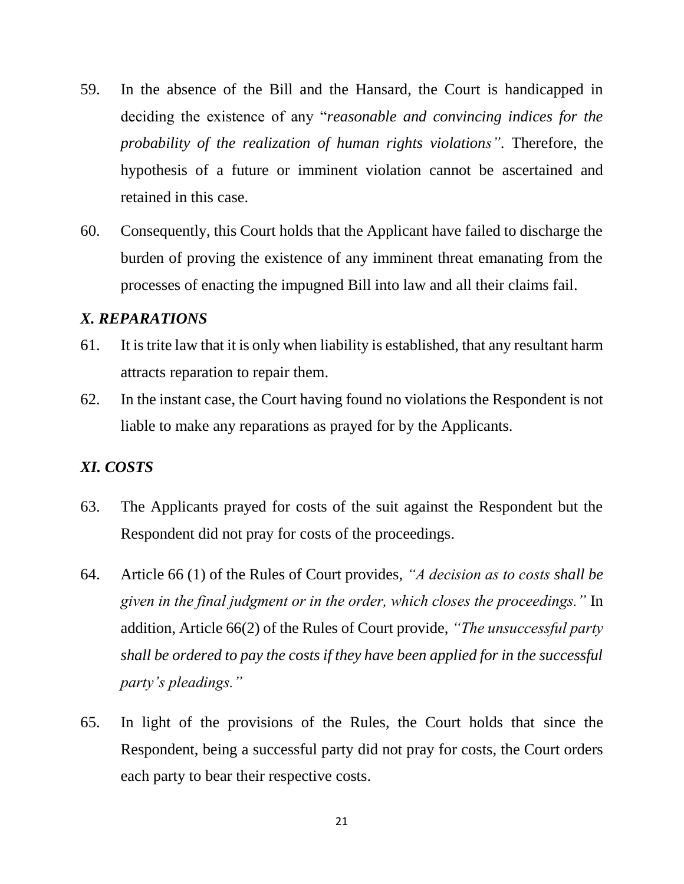59. In the absence of the Bill and the Hansard, the Court is handicapped in deciding the existence of any "*reasonable and convincing indices for the probability of the realization of human rights violations"*. Therefore, the hypothesis of a future or imminent violation cannot be ascertained and retained in this case.

60. Consequently, this Court holds that the Applicant have failed to discharge the burden of proving the existence of any imminent threat emanating from the processes of enacting the impugned Bill into law and all their claims fail.

### *X. REPARATIONS*

61. It is trite law that it is only when liability is established, that any resultant harm attracts reparation to repair them.

62. In the instant case, the Court having found no violations the Respondent is not liable to make any reparations as prayed for by the Applicants.

### *XI. COSTS*

63. The Applicants prayed for costs of the suit against the Respondent but the Respondent did not pray for costs of the proceedings.

64. Article 66 (1) of the Rules of Court provides, *"A decision as to costs shall be given in the final judgment or in the order, which closes the proceedings."* In addition, Article 66(2) of the Rules of Court provide, *"The unsuccessful party shall be ordered to pay the costs if they have been applied for in the successful party's pleadings."*

65. In light of the provisions of the Rules, the Court holds that since the Respondent, being a successful party did not pray for costs, the Court orders each party to bear their respective costs.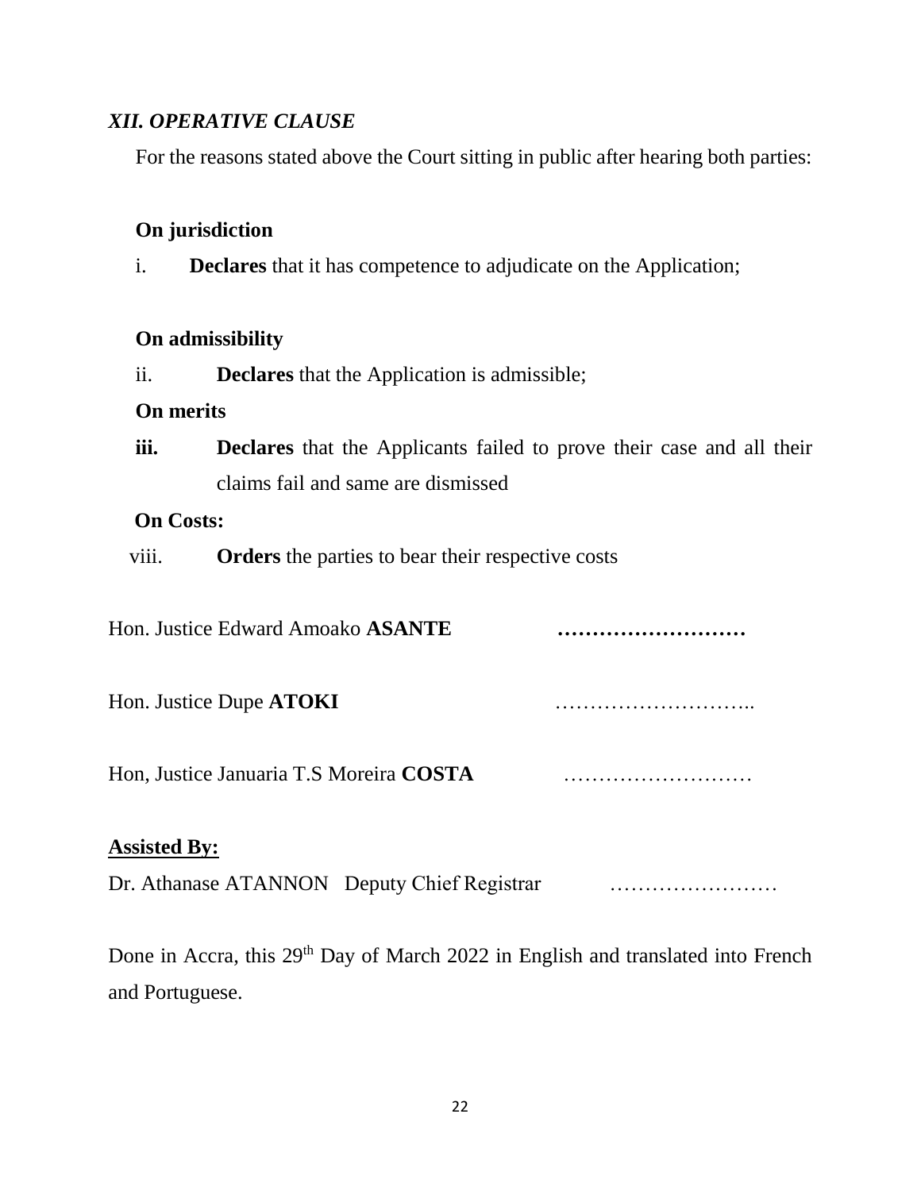### *XII. OPERATIVE CLAUSE*

For the reasons stated above the Court sitting in public after hearing both parties:

**On jurisdiction**

i. **Declares** that it has competence to adjudicate on the Application;

**On admissibility**

ii. **Declares** that the Application is admissible;

**On merits**

**iii.** **Declares** that the Applicants failed to prove their case and all their claims fail and same are dismissed

**On Costs:**

viii. **Orders** the parties to bear their respective costs

Hon. Justice Edward Amoako **ASANTE** **………………………**

Hon. Justice Dupe **ATOKI** ………………………..

Hon, Justice Januaria T.S Moreira **COSTA** ………………………

**Assisted By:**

Dr. Athanase ATANNON Deputy Chief Registrar ……………………

Done in Accra, this 29th Day of March 2022 in English and translated into French and Portuguese.